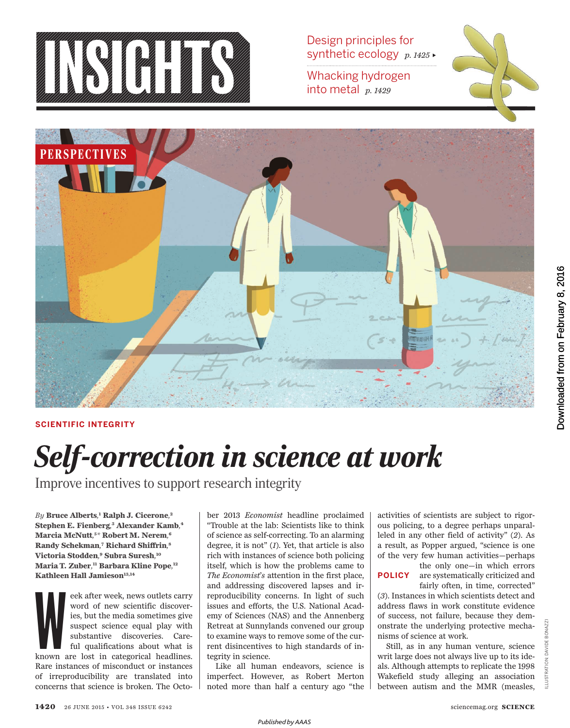# INSIGHTS

Design principles for synthetic ecology *p. 1425*

Whacking hydrogen into metal *p. 1429*

PERSPECTIVES

SCIENTIFIC INTEGRITY

# *Self-correction in science at work*

## Improve incentives to support research integrity

*By* **Bruce Alberts,**[1] **Ralph J. Cicerone,**[2] **Stephen E. Fienberg,**[3] **Alexander Kamb,**[4] **Marcia McNutt,**[5]* **Robert M. Nerem,**[6] **Randy Schekman,**[7] **Richard Shiffrin,**[8] **Victoria Stodden,**[9] **Subra Suresh,**[10] **Maria T. Zuber,**[11] **Barbara Kline Pope,**[12] **Kathleen Hall Jamieson**[13,14]

Week after week, news outlets carry word of new scientific discoveries, but the media sometimes give suspect science equal play with substantive discoveries. Careful qualifications about what is known are lost in categorical headlines. Rare instances of misconduct or instances of irreproducibility are translated into concerns that science is broken. The October 2013 *Economist* headline proclaimed "Trouble at the lab: Scientists like to think of science as self-correcting. To an alarming degree, it is not" (*1*). Yet, that article is also rich with instances of science both policing itself, which is how the problems came to *The Economist's* attention in the first place, and addressing discovered lapses and irreproducibility concerns. In light of such issues and efforts, the U.S. National Academy of Sciences (NAS) and the Annenberg Retreat at Sunnylands convened our group to examine ways to remove some of the current disincentives to high standards of integrity in science.

Like all human endeavors, science is imperfect. However, as Robert Merton noted more than half a century ago "the activities of scientists are subject to rigorous policing, to a degree perhaps unparalleled in any other field of activity" (*2*). As a result, as Popper argued, "science is one of the very few human activities—perhaps the only one—in which errors are systematically criticized and fairly often, in time, corrected" (*3*). Instances in which scientists detect and address flaws in work constitute evidence of success, not failure, because they demonstrate the underlying protective mechanisms of science at work.

POLICY

Still, as in any human venture, science writ large does not always live up to its ideals. Although attempts to replicate the 1998 Wakefield study alleging an association between autism and the MMR (measles,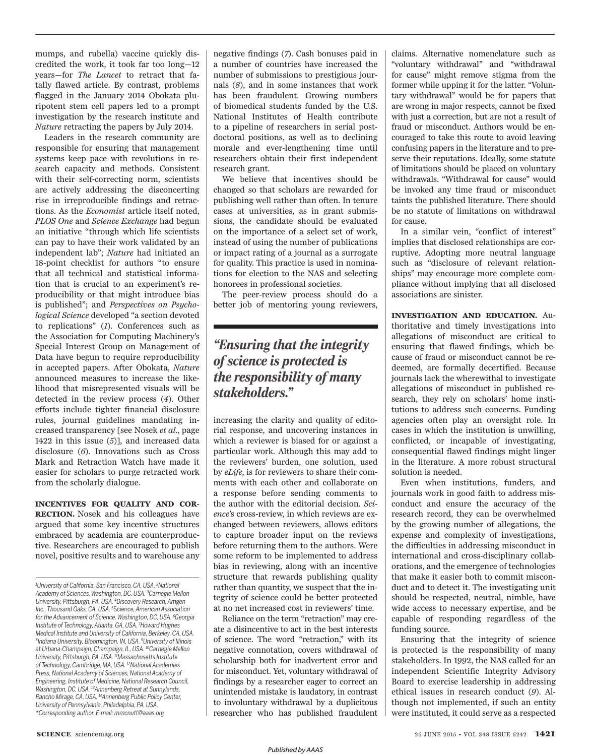mumps, and rubella) vaccine quickly discredited the work, it took far too long—12 years—for *The Lancet* to retract that fatally flawed article. By contrast, problems flagged in the January 2014 Obokata pluripotent stem cell papers led to a prompt investigation by the research institute and *Nature* retracting the papers by July 2014.

Leaders in the research community are responsible for ensuring that management systems keep pace with revolutions in research capacity and methods. Consistent with their self-correcting norm, scientists are actively addressing the disconcerting rise in irreproducible findings and retractions. As the *Economist* article itself noted, *PLOS One* and *Science Exchange* had begun an initiative "through which life scientists can pay to have their work validated by an independent lab"; *Nature* had initiated an 18-point checklist for authors "to ensure that all technical and statistical information that is crucial to an experiment's reproducibility or that might introduce bias is published"; and *Perspectives on Psychological Science* developed "a section devoted to replications" (*1*). Conferences such as the Association for Computing Machinery's Special Interest Group on Management of Data have begun to require reproducibility in accepted papers. After Obokata, *Nature* announced measures to increase the likelihood that misrepresented visuals will be detected in the review process (*4*). Other efforts include tighter financial disclosure rules, journal guidelines mandating increased transparency [see Nosek *et al*., page 1422 in this issue (*5*)], and increased data disclosure (*6*). Innovations such as Cross Mark and Retraction Watch have made it easier for scholars to purge retracted work from the scholarly dialogue.

**INCENTIVES FOR QUALITY AND CORRECTION.** Nosek and his colleagues have argued that some key incentive structures embraced by academia are counterproductive. Researchers are encouraged to publish novel, positive results and to warehouse any negative findings (*7*). Cash bonuses paid in a number of countries have increased the number of submissions to prestigious journals (*8*), and in some instances that work has been fraudulent. Growing numbers of biomedical students funded by the U.S. National Institutes of Health contribute to a pipeline of researchers in serial postdoctoral positions, as well as to declining morale and ever-lengthening time until researchers obtain their first independent research grant.

We believe that incentives should be changed so that scholars are rewarded for publishing well rather than often. In tenure cases at universities, as in grant submissions, the candidate should be evaluated on the importance of a select set of work, instead of using the number of publications or impact rating of a journal as a surrogate for quality. This practice is used in nominations for election to the NAS and selecting honorees in professional societies.

The peer-review process should do a better job of mentoring young reviewers, increasing the clarity and quality of editorial response, and uncovering instances in which a reviewer is biased for or against a particular work. Although this may add to the reviewers' burden, one solution, used by *eLife*, is for reviewers to share their comments with each other and collaborate on a response before sending comments to the author with the editorial decision. *Science*'s cross-review, in which reviews are exchanged between reviewers, allows editors to capture broader input on the reviews before returning them to the authors. Were some reform to be implemented to address bias in reviewing, along with an incentive structure that rewards publishing quality rather than quantity, we suspect that the integrity of science could be better protected at no net increased cost in reviewers' time.

> ***"Ensuring that the integrity of science is protected is the responsibility of many stakeholders."***

Reliance on the term "retraction" may create a disincentive to act in the best interests of science. The word "retraction," with its negative connotation, covers withdrawal of scholarship both for inadvertent error and for misconduct. Yet, voluntary withdrawal of findings by a researcher eager to correct an unintended mistake is laudatory, in contrast to involuntary withdrawal by a duplicitous researcher who has published fraudulent claims. Alternative nomenclature such as "voluntary withdrawal" and "withdrawal for cause" might remove stigma from the former while upping it for the latter. "Voluntary withdrawal" would be for papers that are wrong in major respects, cannot be fixed with just a correction, but are not a result of fraud or misconduct. Authors would be encouraged to take this route to avoid leaving confusing papers in the literature and to preserve their reputations. Ideally, some statute of limitations should be placed on voluntary withdrawals. "Withdrawal for cause" would be invoked any time fraud or misconduct taints the published literature. There should be no statute of limitations on withdrawal for cause.

In a similar vein, "conflict of interest" implies that disclosed relationships are corruptive. Adopting more neutral language such as "disclosure of relevant relationships" may encourage more complete compliance without implying that all disclosed associations are sinister.

**INVESTIGATION AND EDUCATION.** Authoritative and timely investigations into allegations of misconduct are critical to ensuring that flawed findings, which because of fraud or misconduct cannot be redeemed, are formally decertified. Because journals lack the wherewithal to investigate allegations of misconduct in published research, they rely on scholars' home institutions to address such concerns. Funding agencies often play an oversight role. In cases in which the institution is unwilling, conflicted, or incapable of investigating, consequential flawed findings might linger in the literature. A more robust structural solution is needed.

Even when institutions, funders, and journals work in good faith to address misconduct and ensure the accuracy of the research record, they can be overwhelmed by the growing number of allegations, the expense and complexity of investigations, the difficulties in addressing misconduct in international and cross-disciplinary collaborations, and the emergence of technologies that make it easier both to commit misconduct and to detect it. The investigating unit should be respected, neutral, nimble, have wide access to necessary expertise, and be capable of responding regardless of the funding source.

Ensuring that the integrity of science is protected is the responsibility of many stakeholders. In 1992, the NAS called for an independent Scientific Integrity Advisory Board to exercise leadership in addressing ethical issues in research conduct (*9*). Although not implemented, if such an entity were instituted, it could serve as a respected

---

*[1]University of California, San Francisco, CA, USA. [2]National Academy of Sciences, Washington, DC, USA. [3]Carnegie Mellon University, Pittsburgh, PA, USA. [4]Discovery Research, Amgen Inc., Thousand Oaks, CA, USA. [5]Science, American Association for the Advancement of Science, Washington, DC, USA. [6]Georgia Institute of Technology, Atlanta, GA, USA. [7]Howard Hughes Medical Institute and University of California, Berkeley, CA, USA. [8]Indiana University, Bloomington, IN, USA. [9]University of Illinois at Urbana-Champaign, Champaign, IL, USA. [10]Carnegie Mellon University, Pittsburgh, PA, USA. [11]Massachusetts Institute of Technology, Cambridge, MA, USA. [12]National Academies Press, National Academy of Sciences, National Academy of Engineering, Institute of Medicine, National Research Council, Washington, DC, USA. [13]Annenberg Retreat at Sunnylands, Rancho Mirage, CA, USA. [14]Annenberg Public Policy Center, University of Pennsylvania, Philadelphia, PA, USA.*
*\*Corresponding author. E-mail: mmcnutt@aaas.org*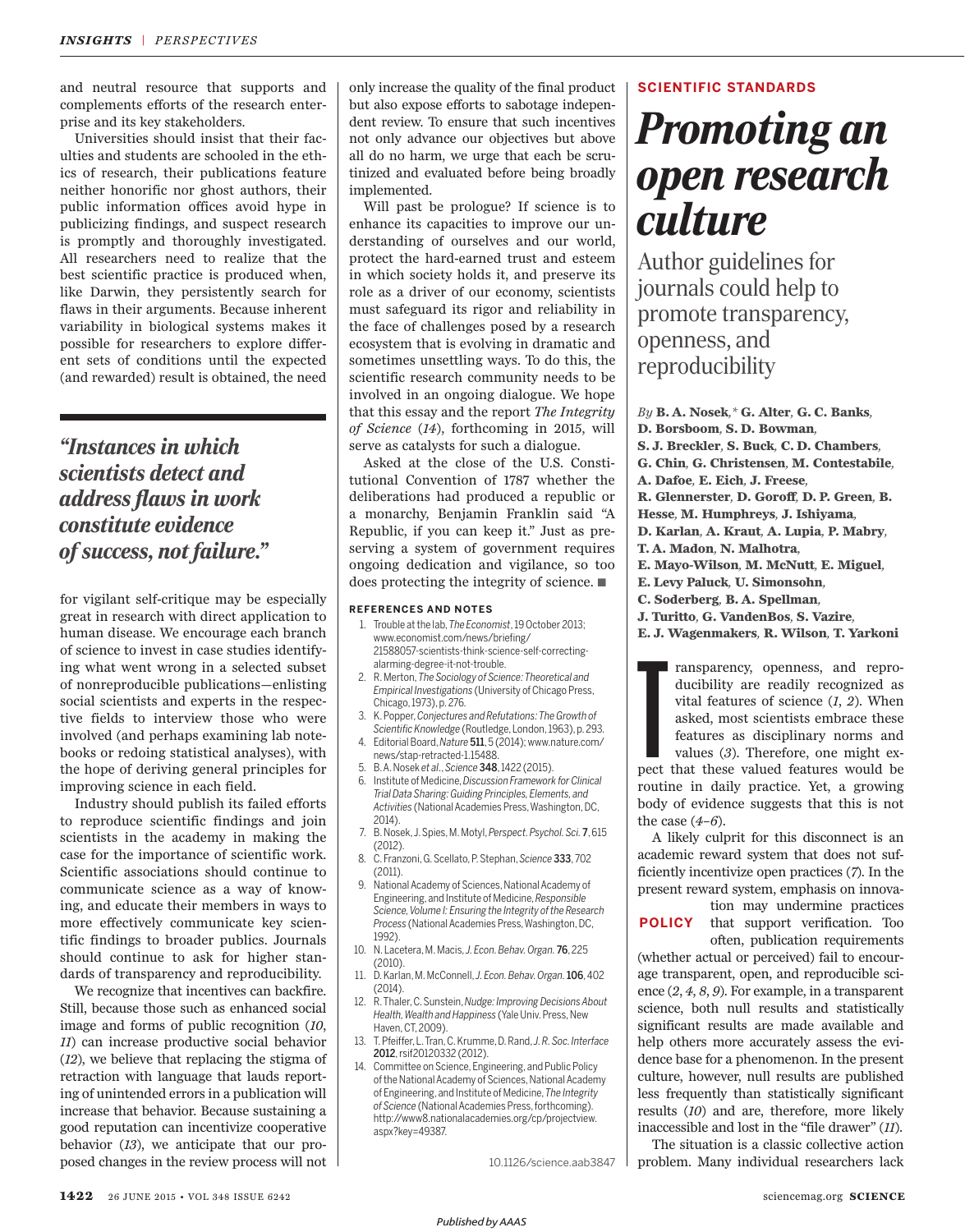and neutral resource that supports and complements efforts of the research enterprise and its key stakeholders.

Universities should insist that their faculties and students are schooled in the ethics of research, their publications feature neither honorific nor ghost authors, their public information offices avoid hype in publicizing findings, and suspect research is promptly and thoroughly investigated. All researchers need to realize that the best scientific practice is produced when, like Darwin, they persistently search for flaws in their arguments. Because inherent variability in biological systems makes it possible for researchers to explore different sets of conditions until the expected (and rewarded) result is obtained, the need for vigilant self-critique may be especially great in research with direct application to human disease. We encourage each branch of science to invest in case studies identifying what went wrong in a selected subset of nonreproducible publications—enlisting social scientists and experts in the respective fields to interview those who were involved (and perhaps examining lab notebooks or redoing statistical analyses), with the hope of deriving general principles for improving science in each field.

> *"Instances in which scientists detect and address flaws in work constitute evidence of success, not failure."*

Industry should publish its failed efforts to reproduce scientific findings and join scientists in the academy in making the case for the importance of scientific work. Scientific associations should continue to communicate science as a way of knowing, and educate their members in ways to more effectively communicate key scientific findings to broader publics. Journals should continue to ask for higher standards of transparency and reproducibility.

We recognize that incentives can backfire. Still, because those such as enhanced social image and forms of public recognition (*10*, *11*) can increase productive social behavior (*12*), we believe that replacing the stigma of retraction with language that lauds reporting of unintended errors in a publication will increase that behavior. Because sustaining a good reputation can incentivize cooperative behavior (*13*), we anticipate that our proposed changes in the review process will not only increase the quality of the final product but also expose efforts to sabotage independent review. To ensure that such incentives not only advance our objectives but above all do no harm, we urge that each be scrutinized and evaluated before being broadly implemented.

Will past be prologue? If science is to enhance its capacities to improve our understanding of ourselves and our world, protect the hard-earned trust and esteem in which society holds it, and preserve its role as a driver of our economy, scientists must safeguard its rigor and reliability in the face of challenges posed by a research ecosystem that is evolving in dramatic and sometimes unsettling ways. To do this, the scientific research community needs to be involved in an ongoing dialogue. We hope that this essay and the report *The Integrity of Science* (*14*), forthcoming in 2015, will serve as catalysts for such a dialogue.

Asked at the close of the U.S. Constitutional Convention of 1787 whether the deliberations had produced a republic or a monarchy, Benjamin Franklin said "A Republic, if you can keep it." Just as preserving a system of government requires ongoing dedication and vigilance, so too does protecting the integrity of science. ■

### REFERENCES AND NOTES

1. Trouble at the lab, *The Economist*, 19 October 2013; www.economist.com/news/briefing/21588057-scientists-think-science-self-correcting-alarming-degree-it-not-trouble.
2. R. Merton, *The Sociology of Science: Theoretical and Empirical Investigations* (University of Chicago Press, Chicago, 1973), p. 276.
3. K. Popper, *Conjectures and Refutations: The Growth of Scientific Knowledge* (Routledge, London, 1963), p. 293.
4. Editorial Board, *Nature* **511**, 5 (2014); www.nature.com/news/stap-retracted-1.15488.
5. B. A. Nosek *et al.*, *Science* **348**, 1422 (2015).
6. Institute of Medicine, *Discussion Framework for Clinical Trial Data Sharing: Guiding Principles, Elements, and Activities* (National Academies Press, Washington, DC, 2014).
7. B. Nosek, J. Spies, M. Motyl, *Perspect. Psychol. Sci.* **7**, 615 (2012).
8. C. Franzoni, G. Scellato, P. Stephan, *Science* **333**, 702 (2011).
9. National Academy of Sciences, National Academy of Engineering, and Institute of Medicine, *Responsible Science, Volume I: Ensuring the Integrity of the Research Process* (National Academies Press, Washington, DC, 1992).
10. N. Lacetera, M. Macis, *J. Econ. Behav. Organ.* **76**, 225 (2010).
11. D. Karlan, M. McConnell, *J. Econ. Behav. Organ.* **106**, 402 (2014).
12. R. Thaler, C. Sunstein, *Nudge: Improving Decisions About Health, Wealth and Happiness* (Yale Univ. Press, New Haven, CT, 2009).
13. T. Pfeiffer, L. Tran, C. Krumme, D. Rand, *J. R. Soc. Interface* **2012**, rsif20120332 (2012).
14. Committee on Science, Engineering, and Public Policy of the National Academy of Sciences, National Academy of Engineering, and Institute of Medicine, *The Integrity of Science* (National Academies Press, forthcoming). http://www8.nationalacademies.org/cp/projectview.aspx?key=49387.

10.1126/science.aab3847

---

**SCIENTIFIC STANDARDS**

# *Promoting an open research culture*

## Author guidelines for journals could help to promote transparency, openness, and reproducibility

*By* **B. A. Nosek**,* **G. Alter**, **G. C. Banks**, **D. Borsboom**, **S. D. Bowman**, **S. J. Breckler**, **S. Buck**, **C. D. Chambers**, **G. Chin**, **G. Christensen**, **M. Contestabile**, **A. Dafoe**, **E. Eich**, **J. Freese**, **R. Glennerster**, **D. Goroff**, **D. P. Green**, **B. Hesse**, **M. Humphreys**, **J. Ishiyama**, **D. Karlan**, **A. Kraut**, **A. Lupia**, **P. Mabry**, **T. A. Madon**, **N. Malhotra**, **E. Mayo-Wilson**, **M. McNutt**, **E. Miguel**, **E. Levy Paluck**, **U. Simonsohn**, **C. Soderberg**, **B. A. Spellman**, **J. Turitto**, **G. VandenBos**, **S. Vazire**, **E. J. Wagenmakers**, **R. Wilson**, **T. Yarkoni**

Transparency, openness, and reproducibility are readily recognized as vital features of science (*1*, *2*). When asked, most scientists embrace these features as disciplinary norms and values (*3*). Therefore, one might expect that these valued features would be routine in daily practice. Yet, a growing body of evidence suggests that this is not the case (*4*–*6*).

A likely culprit for this disconnect is an academic reward system that does not sufficiently incentivize open practices (*7*). In the present reward system, emphasis on innovation may undermine practices that support verification. Too often, publication requirements (whether actual or perceived) fail to encourage transparent, open, and reproducible science (*2*, *4*, *8*, *9*). For example, in a transparent science, both null results and statistically significant results are made available and help others more accurately assess the evidence base for a phenomenon. In the present culture, however, null results are published less frequently than statistically significant results (*10*) and are, therefore, more likely inaccessible and lost in the "file drawer" (*11*).

**POLICY**

The situation is a classic collective action problem. Many individual researchers lack